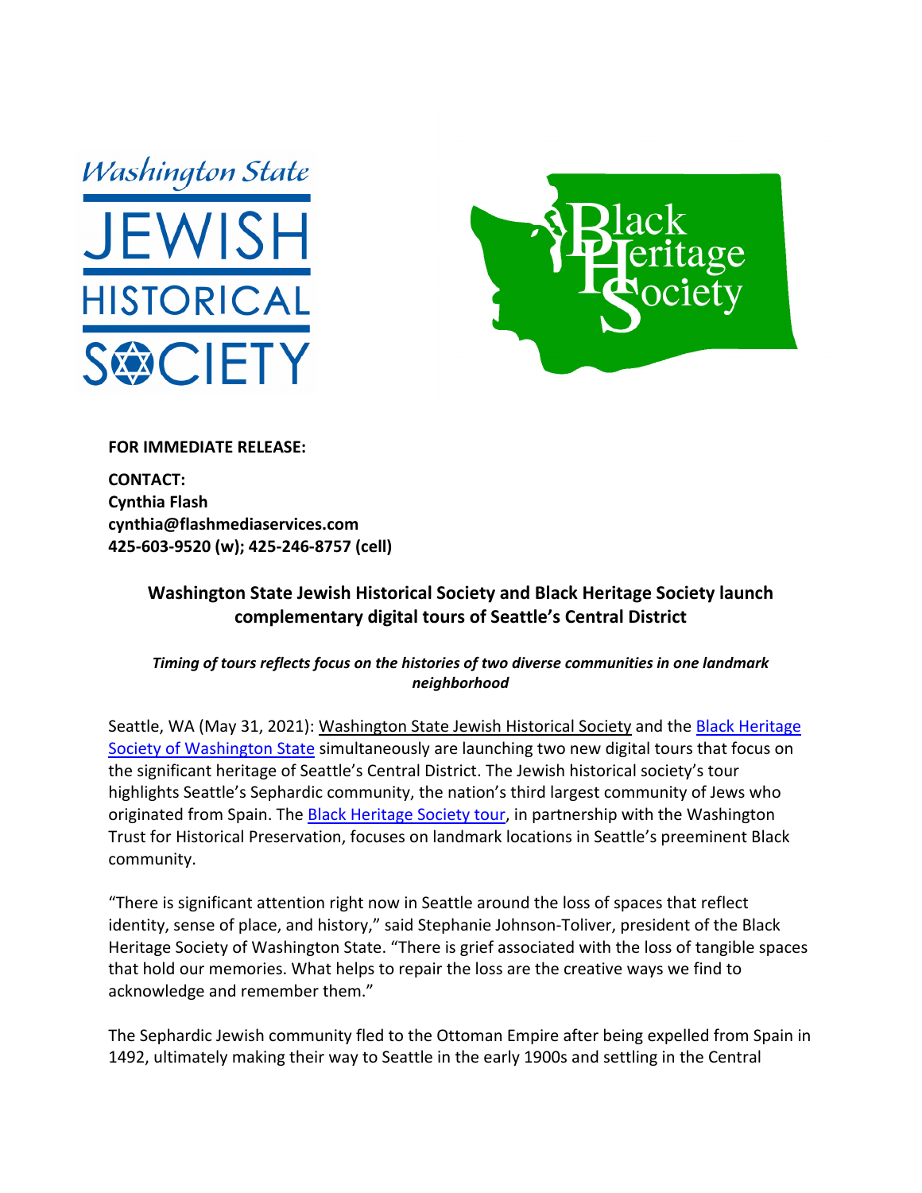**FOR IMMEDIATE RELEASE:**

**CONTACT:**
**Cynthia Flash**
**cynthia@flashmediaservices.com**
**425-603-9520 (w); 425-246-8757 (cell)**

## Washington State Jewish Historical Society and Black Heritage Society launch complementary digital tours of Seattle's Central District

***Timing of tours reflects focus on the histories of two diverse communities in one landmark neighborhood***

Seattle, WA (May 31, 2021): Washington State Jewish Historical Society and the Black Heritage Society of Washington State simultaneously are launching two new digital tours that focus on the significant heritage of Seattle's Central District. The Jewish historical society's tour highlights Seattle's Sephardic community, the nation's third largest community of Jews who originated from Spain. The Black Heritage Society tour, in partnership with the Washington Trust for Historical Preservation, focuses on landmark locations in Seattle's preeminent Black community.

"There is significant attention right now in Seattle around the loss of spaces that reflect identity, sense of place, and history," said Stephanie Johnson-Toliver, president of the Black Heritage Society of Washington State. "There is grief associated with the loss of tangible spaces that hold our memories. What helps to repair the loss are the creative ways we find to acknowledge and remember them."

The Sephardic Jewish community fled to the Ottoman Empire after being expelled from Spain in 1492, ultimately making their way to Seattle in the early 1900s and settling in the Central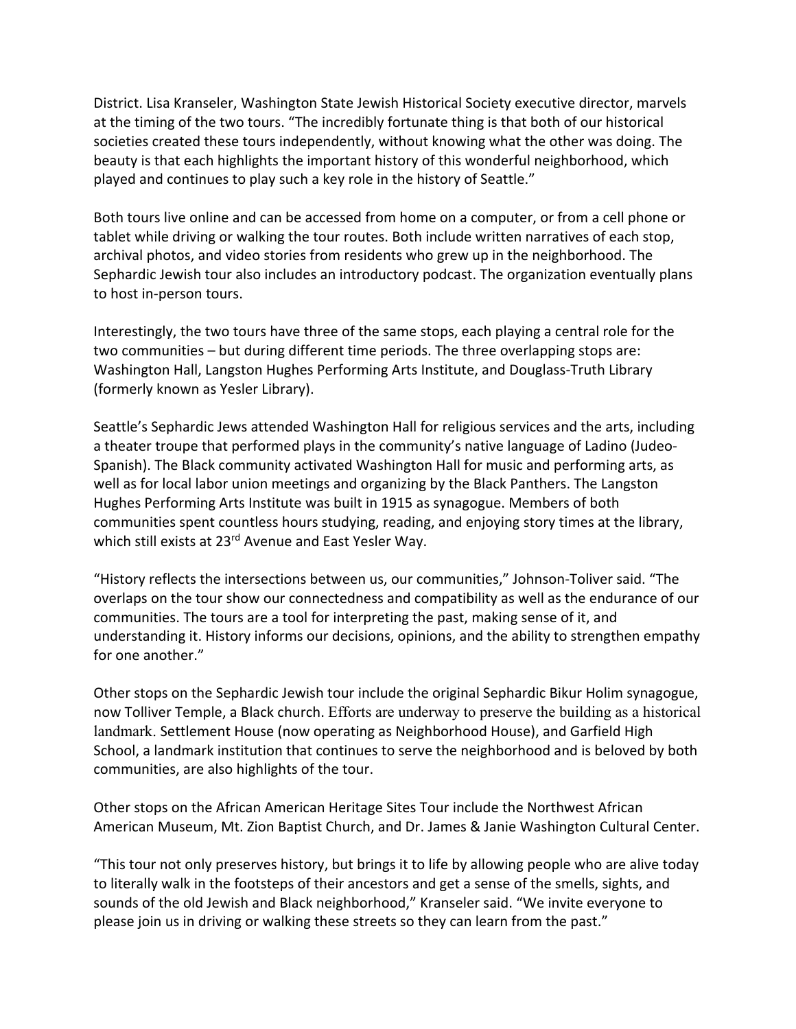District. Lisa Kranseler, Washington State Jewish Historical Society executive director, marvels at the timing of the two tours. “The incredibly fortunate thing is that both of our historical societies created these tours independently, without knowing what the other was doing. The beauty is that each highlights the important history of this wonderful neighborhood, which played and continues to play such a key role in the history of Seattle.”

Both tours live online and can be accessed from home on a computer, or from a cell phone or tablet while driving or walking the tour routes. Both include written narratives of each stop, archival photos, and video stories from residents who grew up in the neighborhood. The Sephardic Jewish tour also includes an introductory podcast. The organization eventually plans to host in-person tours.

Interestingly, the two tours have three of the same stops, each playing a central role for the two communities – but during different time periods. The three overlapping stops are: Washington Hall, Langston Hughes Performing Arts Institute, and Douglass-Truth Library (formerly known as Yesler Library).

Seattle’s Sephardic Jews attended Washington Hall for religious services and the arts, including a theater troupe that performed plays in the community’s native language of Ladino (Judeo-Spanish). The Black community activated Washington Hall for music and performing arts, as well as for local labor union meetings and organizing by the Black Panthers. The Langston Hughes Performing Arts Institute was built in 1915 as synagogue. Members of both communities spent countless hours studying, reading, and enjoying story times at the library, which still exists at 23rd Avenue and East Yesler Way.

“History reflects the intersections between us, our communities,” Johnson-Toliver said. “The overlaps on the tour show our connectedness and compatibility as well as the endurance of our communities. The tours are a tool for interpreting the past, making sense of it, and understanding it. History informs our decisions, opinions, and the ability to strengthen empathy for one another.”

Other stops on the Sephardic Jewish tour include the original Sephardic Bikur Holim synagogue, now Tolliver Temple, a Black church. Efforts are underway to preserve the building as a historical landmark. Settlement House (now operating as Neighborhood House), and Garfield High School, a landmark institution that continues to serve the neighborhood and is beloved by both communities, are also highlights of the tour.

Other stops on the African American Heritage Sites Tour include the Northwest African American Museum, Mt. Zion Baptist Church, and Dr. James & Janie Washington Cultural Center.

“This tour not only preserves history, but brings it to life by allowing people who are alive today to literally walk in the footsteps of their ancestors and get a sense of the smells, sights, and sounds of the old Jewish and Black neighborhood,” Kranseler said. “We invite everyone to please join us in driving or walking these streets so they can learn from the past.”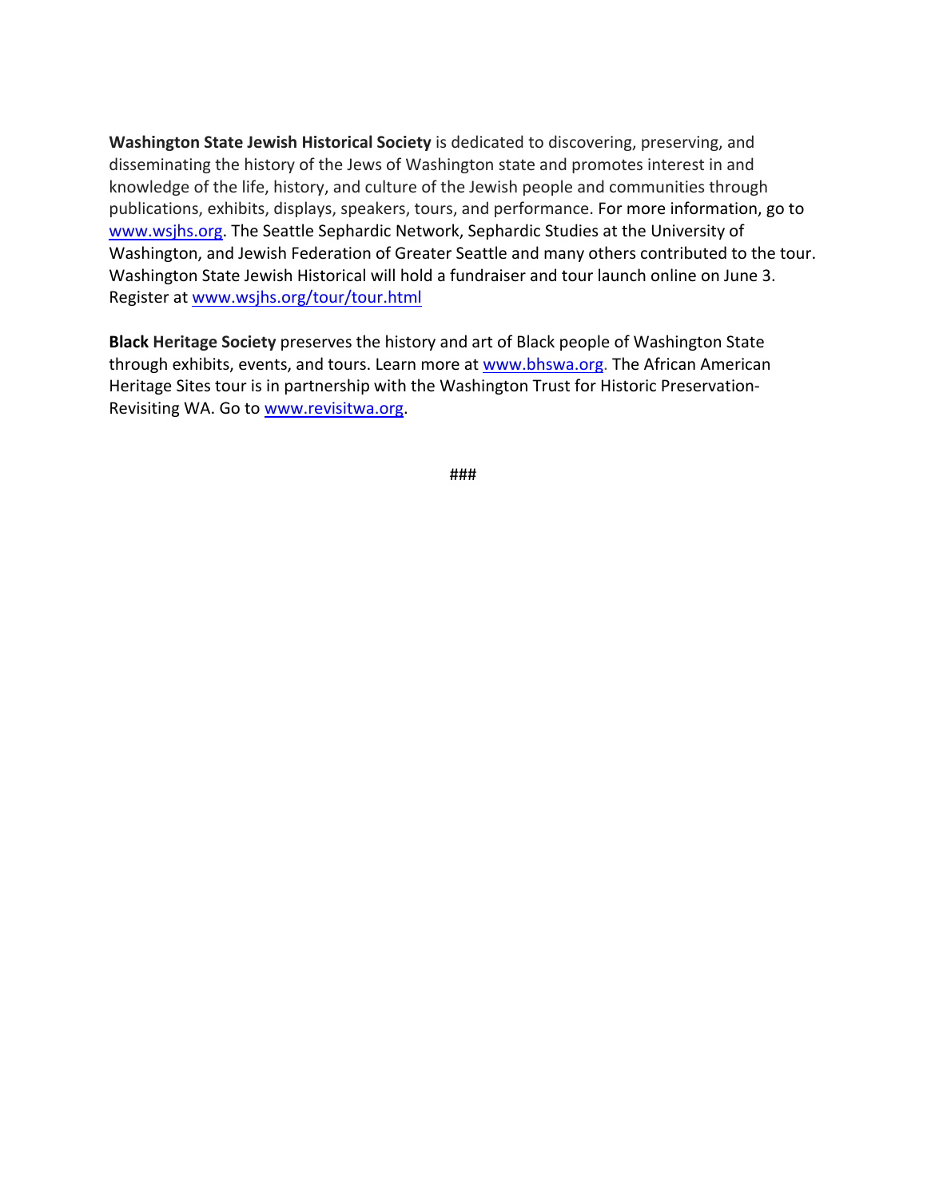**Washington State Jewish Historical Society** is dedicated to discovering, preserving, and disseminating the history of the Jews of Washington state and promotes interest in and knowledge of the life, history, and culture of the Jewish people and communities through publications, exhibits, displays, speakers, tours, and performance. For more information, go to [www.wsjhs.org](http://www.wsjhs.org). The Seattle Sephardic Network, Sephardic Studies at the University of Washington, and Jewish Federation of Greater Seattle and many others contributed to the tour. Washington State Jewish Historical will hold a fundraiser and tour launch online on June 3. Register at [www.wsjhs.org/tour/tour.html](http://www.wsjhs.org/tour/tour.html)

**Black Heritage Society** preserves the history and art of Black people of Washington State through exhibits, events, and tours. Learn more at [www.bhswa.org](http://www.bhswa.org). The African American Heritage Sites tour is in partnership with the Washington Trust for Historic Preservation-Revisiting WA. Go to [www.revisitwa.org](http://www.revisitwa.org).

###